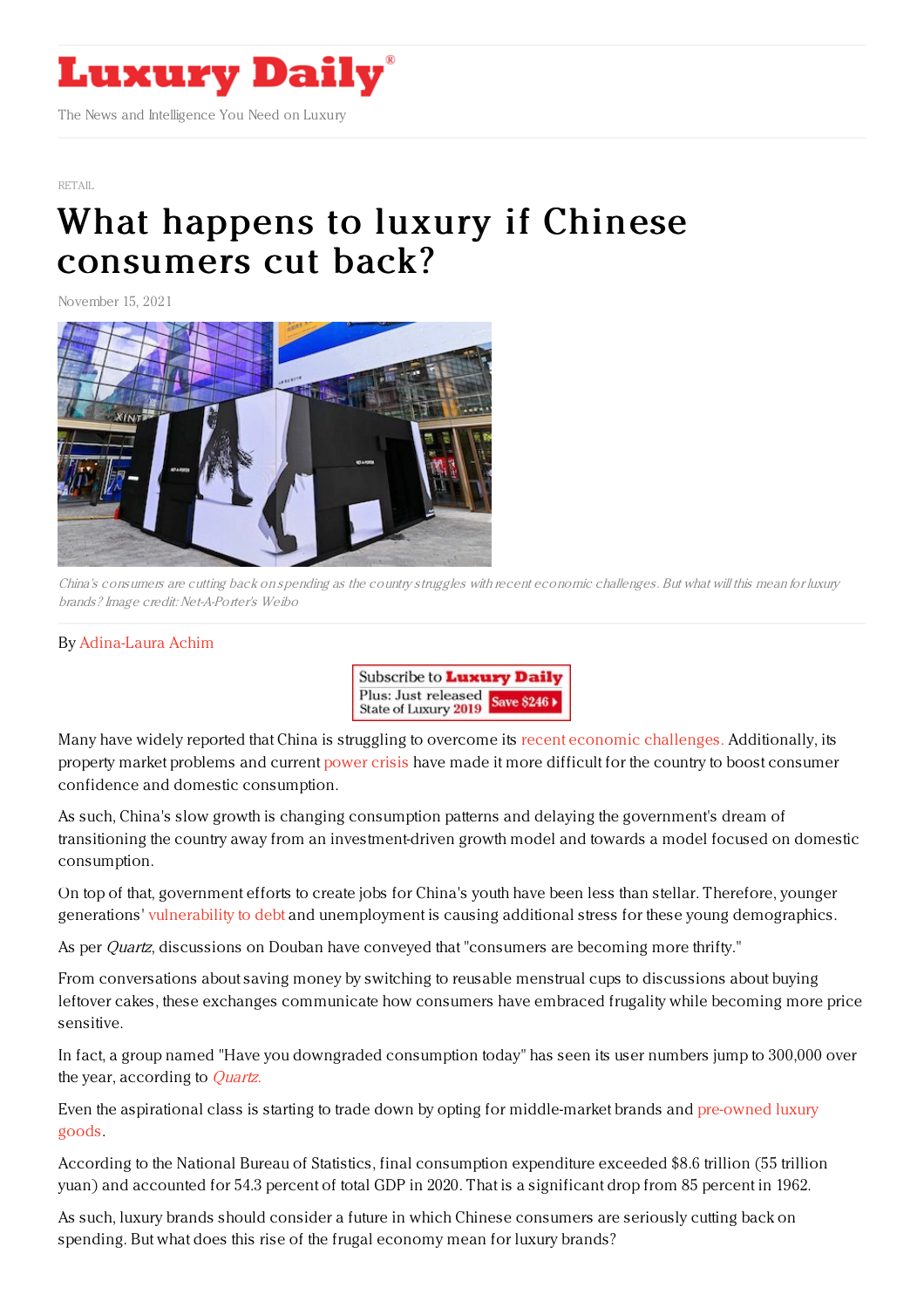# Luxury Daily

The News and Intelligence You Need on Luxury

RETAIL

# What happens to luxury if Chinese consumers cut back?

November 15, 2021

*China's consumers are cutting back on spending as the country struggles with recent economic challenges. But what will this mean for luxury brands? Image credit: Net-A-Porter's Weibo*

By Adina-Laura Achim

Many have widely reported that China is struggling to overcome its recent economic challenges. Additionally, its property market problems and current power crisis have made it more difficult for the country to boost consumer confidence and domestic consumption.

As such, China's slow growth is changing consumption patterns and delaying the government's dream of transitioning the country away from an investment-driven growth model and towards a model focused on domestic consumption.

On top of that, government efforts to create jobs for China's youth have been less than stellar. Therefore, younger generations' vulnerability to debt and unemployment is causing additional stress for these young demographics.

As per *Quartz*, discussions on Douban have conveyed that "consumers are becoming more thrifty."

From conversations about saving money by switching to reusable menstrual cups to discussions about buying leftover cakes, these exchanges communicate how consumers have embraced frugality while becoming more price sensitive.

In fact, a group named "Have you downgraded consumption today" has seen its user numbers jump to 300,000 over the year, according to *Quartz.*

Even the aspirational class is starting to trade down by opting for middle-market brands and pre-owned luxury goods.

According to the National Bureau of Statistics, final consumption expenditure exceeded $8.6 trillion (55 trillion yuan) and accounted for 54.3 percent of total GDP in 2020. That is a significant drop from 85 percent in 1962.

As such, luxury brands should consider a future in which Chinese consumers are seriously cutting back on spending. But what does this rise of the frugal economy mean for luxury brands?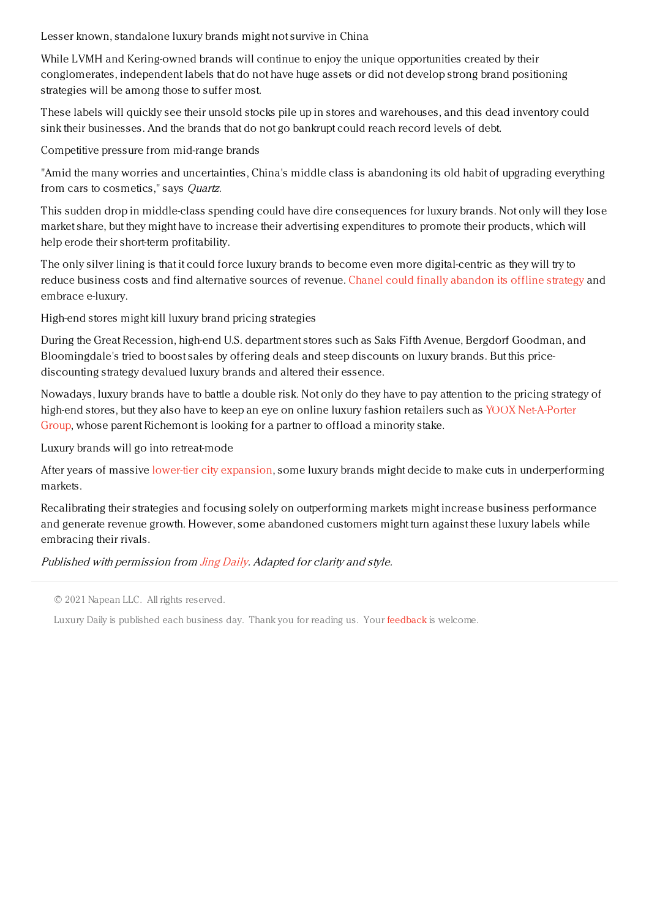## Lesser known, standalone luxury brands might not survive in China

While LVMH and Kering-owned brands will continue to enjoy the unique opportunities created by their conglomerates, independent labels that do not have huge assets or did not develop strong brand positioning strategies will be among those to suffer most.

These labels will quickly see their unsold stocks pile up in stores and warehouses, and this dead inventory could sink their businesses. And the brands that do not go bankrupt could reach record levels of debt.

## Competitive pressure from mid-range brands

"Amid the many worries and uncertainties, China's middle class is abandoning its old habit of upgrading everything from cars to cosmetics," says *Quartz*.

This sudden drop in middle-class spending could have dire consequences for luxury brands. Not only will they lose market share, but they might have to increase their advertising expenditures to promote their products, which will help erode their short-term profitability.

The only silver lining is that it could force luxury brands to become even more digital-centric as they will try to reduce business costs and find alternative sources of revenue. Chanel could finally abandon its offline strategy and embrace e-luxury.

## High-end stores might kill luxury brand pricing strategies

During the Great Recession, high-end U.S. department stores such as Saks Fifth Avenue, Bergdorf Goodman, and Bloomingdale's tried to boost sales by offering deals and steep discounts on luxury brands. But this price-discounting strategy devalued luxury brands and altered their essence.

Nowadays, luxury brands have to battle a double risk. Not only do they have to pay attention to the pricing strategy of high-end stores, but they also have to keep an eye on online luxury fashion retailers such as YOOX Net-A-Porter Group, whose parent Richemont is looking for a partner to offload a minority stake.

## Luxury brands will go into retreat-mode

After years of massive lower-tier city expansion, some luxury brands might decide to make cuts in underperforming markets.

Recalibrating their strategies and focusing solely on outperforming markets might increase business performance and generate revenue growth. However, some abandoned customers might turn against these luxury labels while embracing their rivals.

*Published with permission from Jing Daily. Adapted for clarity and style.*

© 2021 Napean LLC. All rights reserved.

Luxury Daily is published each business day. Thank you for reading us. Your feedback is welcome.